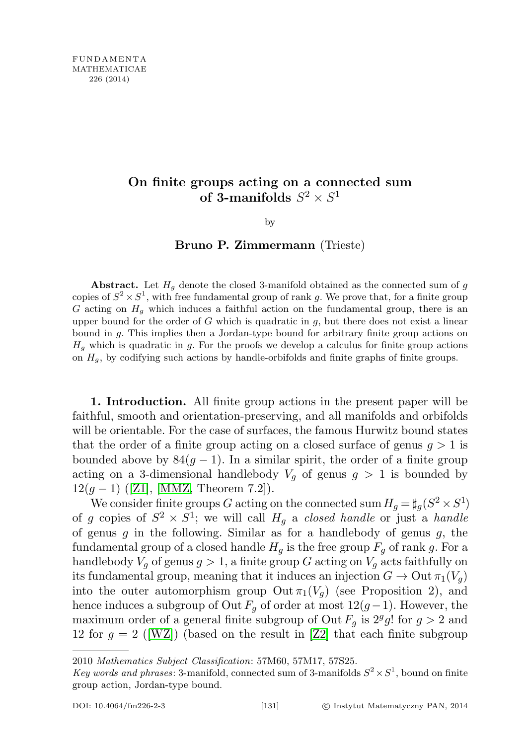# On finite groups acting on a connected sum of 3-manifolds $S^2 \times S^1$

by

**Bruno P. Zimmermann** (Trieste)

**Abstract.** Let $H_g$ denote the closed 3-manifold obtained as the connected sum of $g$ copies of $S^2 \times S^1$, with free fundamental group of rank $g$. We prove that, for a finite group $G$ acting on $H_g$ which induces a faithful action on the fundamental group, there is an upper bound for the order of $G$ which is quadratic in $g$, but there does not exist a linear bound in $g$. This implies then a Jordan-type bound for arbitrary finite group actions on $H_g$ which is quadratic in $g$. For the proofs we develop a calculus for finite group actions on $H_g$, by codifying such actions by handle-orbifolds and finite graphs of finite groups.

**1. Introduction.** All finite group actions in the present paper will be faithful, smooth and orientation-preserving, and all manifolds and orbifolds will be orientable. For the case of surfaces, the famous Hurwitz bound states that the order of a finite group acting on a closed surface of genus $g > 1$ is bounded above by $84(g-1)$. In a similar spirit, the order of a finite group acting on a 3-dimensional handlebody $V_g$ of genus $g > 1$ is bounded by $12(g-1)$ ([Z1], [MMZ, Theorem 7.2]).

We consider finite groups $G$ acting on the connected sum $H_g = \sharp_g(S^2 \times S^1)$ of $g$ copies of $S^2 \times S^1$; we will call $H_g$ a *closed handle* or just a *handle* of genus $g$ in the following. Similar as for a handlebody of genus $g$, the fundamental group of a closed handle $H_g$ is the free group $F_g$ of rank $g$. For a handlebody $V_g$ of genus $g > 1$, a finite group $G$ acting on $V_g$ acts faithfully on its fundamental group, meaning that it induces an injection $G \to \operatorname{Out} \pi_1(V_g)$ into the outer automorphism group $\operatorname{Out} \pi_1(V_g)$ (see Proposition 2), and hence induces a subgroup of $\operatorname{Out} F_g$ of order at most $12(g-1)$. However, the maximum order of a general finite subgroup of $\operatorname{Out} F_g$ is $2^g g!$ for $g > 2$ and 12 for $g = 2$ ([WZ]) (based on the result in [Z2] that each finite subgroup

2010 *Mathematics Subject Classification*: 57M60, 57M17, 57S25.

*Key words and phrases*: 3-manifold, connected sum of 3-manifolds $S^2 \times S^1$, bound on finite group action, Jordan-type bound.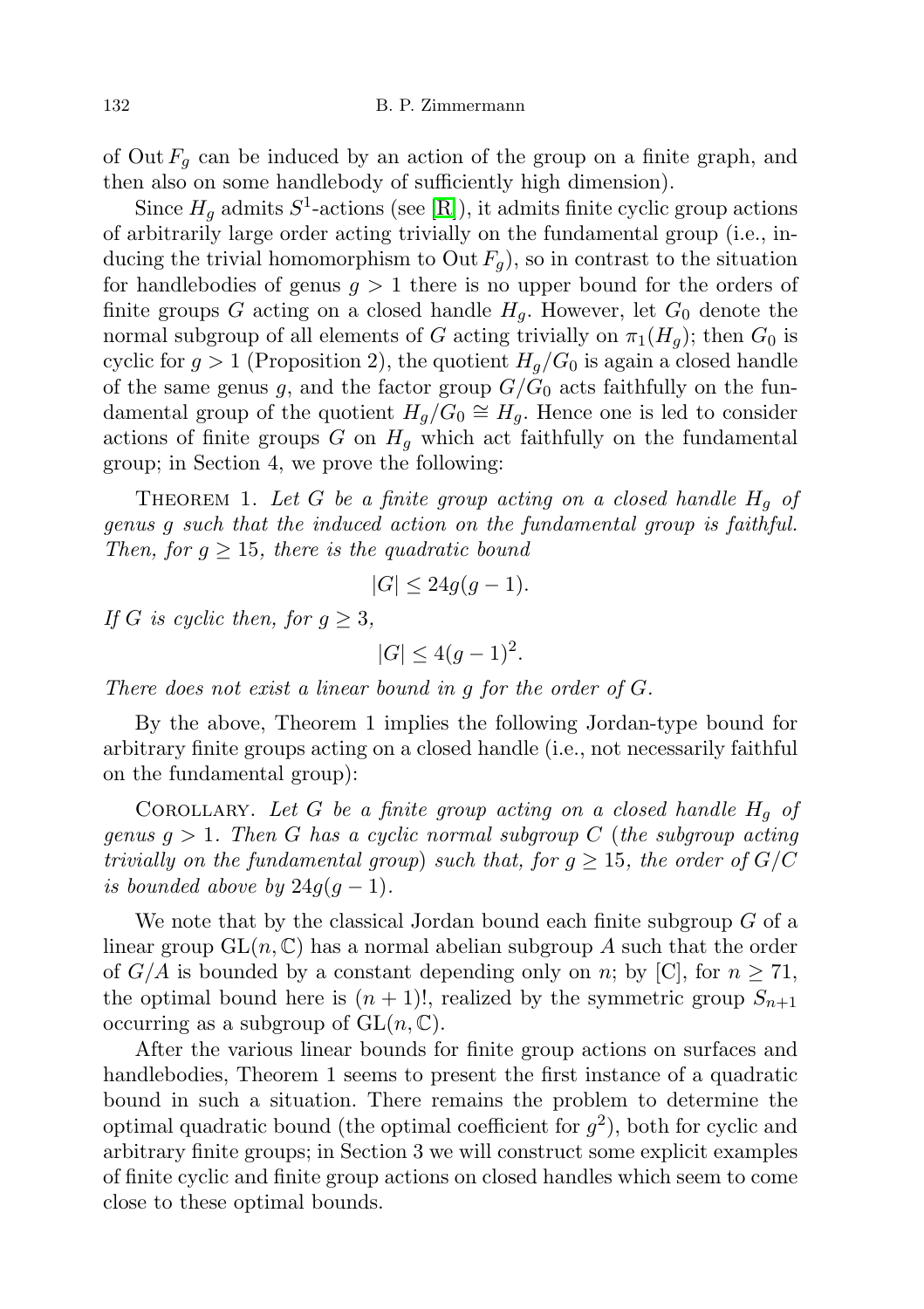of $\operatorname{Out} F_g$ can be induced by an action of the group on a finite graph, and then also on some handlebody of sufficiently high dimension).

Since $H_g$ admits $S^1$-actions (see [R]), it admits finite cyclic group actions of arbitrarily large order acting trivially on the fundamental group (i.e., inducing the trivial homomorphism to $\operatorname{Out} F_g$), so in contrast to the situation for handlebodies of genus $g > 1$ there is no upper bound for the orders of finite groups $G$ acting on a closed handle $H_g$. However, let $G_0$ denote the normal subgroup of all elements of $G$ acting trivially on $\pi_1(H_g)$; then $G_0$ is cyclic for $g > 1$ (Proposition 2), the quotient $H_g/G_0$ is again a closed handle of the same genus $g$, and the factor group $G/G_0$ acts faithfully on the fundamental group of the quotient $H_g/G_0 \cong H_g$. Hence one is led to consider actions of finite groups $G$ on $H_g$ which act faithfully on the fundamental group; in Section 4, we prove the following:

THEOREM 1. *Let $G$ be a finite group acting on a closed handle $H_g$ of genus $g$ such that the induced action on the fundamental group is faithful. Then, for $g \geq 15$, there is the quadratic bound*

$$|G| \leq 24g(g-1).$$

*If $G$ is cyclic then, for $g \geq 3$,*

$$|G| \leq 4(g-1)^2.$$

*There does not exist a linear bound in $g$ for the order of $G$.*

By the above, Theorem 1 implies the following Jordan-type bound for arbitrary finite groups acting on a closed handle (i.e., not necessarily faithful on the fundamental group):

COROLLARY. *Let $G$ be a finite group acting on a closed handle $H_g$ of genus $g > 1$. Then $G$ has a cyclic normal subgroup $C$ (the subgroup acting trivially on the fundamental group) such that, for $g \geq 15$, the order of $G/C$ is bounded above by $24g(g-1)$.*

We note that by the classical Jordan bound each finite subgroup $G$ of a linear group $\mathrm{GL}(n, \mathbb{C})$ has a normal abelian subgroup $A$ such that the order of $G/A$ is bounded by a constant depending only on $n$; by [C], for $n \geq 71$, the optimal bound here is $(n+1)!$, realized by the symmetric group $S_{n+1}$ occurring as a subgroup of $\mathrm{GL}(n, \mathbb{C})$.

After the various linear bounds for finite group actions on surfaces and handlebodies, Theorem 1 seems to present the first instance of a quadratic bound in such a situation. There remains the problem to determine the optimal quadratic bound (the optimal coefficient for $g^2$), both for cyclic and arbitrary finite groups; in Section 3 we will construct some explicit examples of finite cyclic and finite group actions on closed handles which seem to come close to these optimal bounds.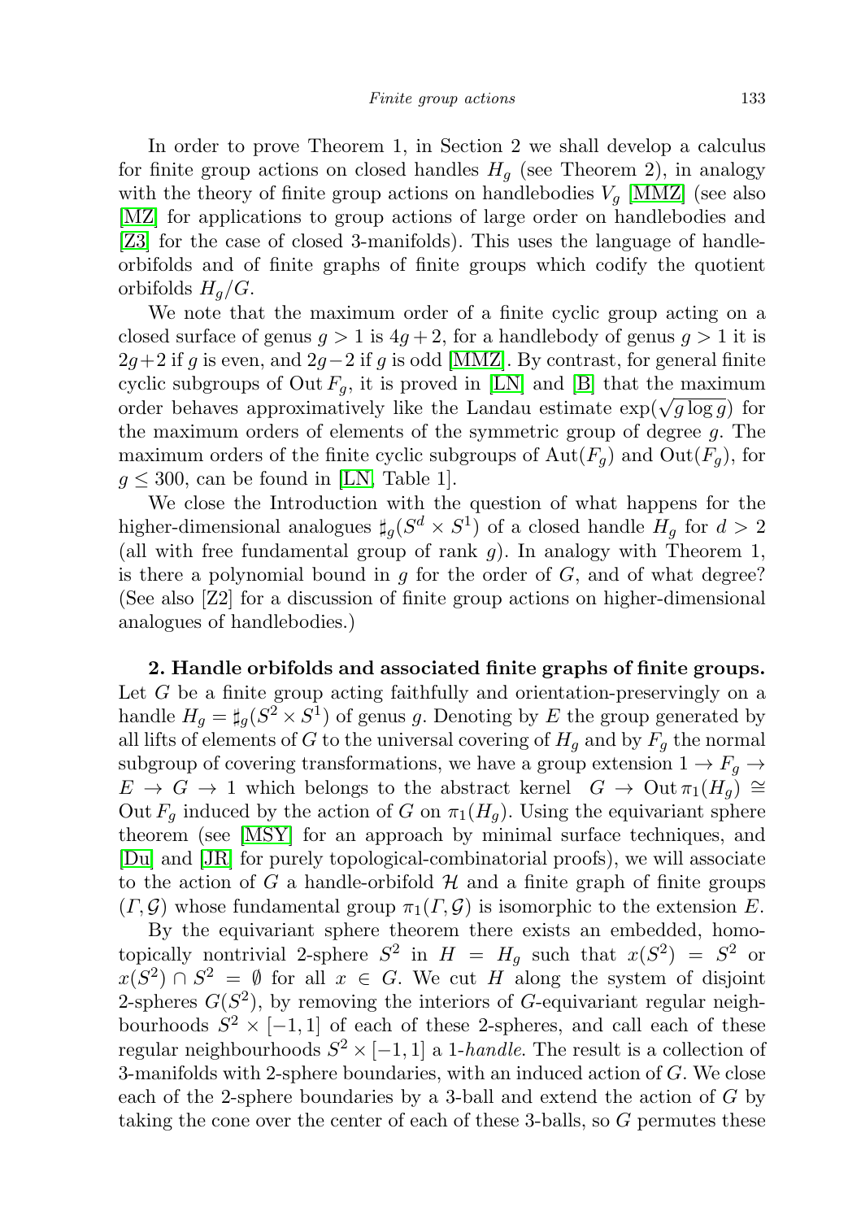In order to prove Theorem 1, in Section 2 we shall develop a calculus for finite group actions on closed handles $H_g$ (see Theorem 2), in analogy with the theory of finite group actions on handlebodies $V_g$ [MMZ] (see also [MZ] for applications to group actions of large order on handlebodies and [Z3] for the case of closed 3-manifolds). This uses the language of handle-orbifolds and of finite graphs of finite groups which codify the quotient orbifolds $H_g/G$.

We note that the maximum order of a finite cyclic group acting on a closed surface of genus $g > 1$ is $4g + 2$, for a handlebody of genus $g > 1$ it is $2g+2$ if $g$ is even, and $2g-2$ if $g$ is odd [MMZ]. By contrast, for general finite cyclic subgroups of $\mathrm{Out}\, F_g$, it is proved in [LN] and [B] that the maximum order behaves approximatively like the Landau estimate $\exp(\sqrt{g \log g})$ for the maximum orders of elements of the symmetric group of degree $g$. The maximum orders of the finite cyclic subgroups of $\mathrm{Aut}(F_g)$ and $\mathrm{Out}(F_g)$, for $g \leq 300$, can be found in [LN, Table 1].

We close the Introduction with the question of what happens for the higher-dimensional analogues $\sharp_g(S^d \times S^1)$ of a closed handle $H_g$ for $d > 2$ (all with free fundamental group of rank $g$). In analogy with Theorem 1, is there a polynomial bound in $g$ for the order of $G$, and of what degree? (See also [Z2] for a discussion of finite group actions on higher-dimensional analogues of handlebodies.)

**2. Handle orbifolds and associated finite graphs of finite groups.** Let $G$ be a finite group acting faithfully and orientation-preservingly on a handle $H_g = \sharp_g(S^2 \times S^1)$ of genus $g$. Denoting by $E$ the group generated by all lifts of elements of $G$ to the universal covering of $H_g$ and by $F_g$ the normal subgroup of covering transformations, we have a group extension $1 \to F_g \to E \to G \to 1$ which belongs to the abstract kernel $G \to \mathrm{Out}\,\pi_1(H_g) \cong \mathrm{Out}\, F_g$ induced by the action of $G$ on $\pi_1(H_g)$. Using the equivariant sphere theorem (see [MSY] for an approach by minimal surface techniques, and [Du] and [JR] for purely topological-combinatorial proofs), we will associate to the action of $G$ a handle-orbifold $\mathcal{H}$ and a finite graph of finite groups $(\Gamma, \mathcal{G})$ whose fundamental group $\pi_1(\Gamma, \mathcal{G})$ is isomorphic to the extension $E$.

By the equivariant sphere theorem there exists an embedded, homotopically nontrivial 2-sphere $S^2$ in $H = H_g$ such that $x(S^2) = S^2$ or $x(S^2) \cap S^2 = \emptyset$ for all $x \in G$. We cut $H$ along the system of disjoint 2-spheres $G(S^2)$, by removing the interiors of $G$-equivariant regular neighbourhoods $S^2 \times [-1, 1]$ of each of these 2-spheres, and call each of these regular neighbourhoods $S^2 \times [-1, 1]$ a *1-handle*. The result is a collection of 3-manifolds with 2-sphere boundaries, with an induced action of $G$. We close each of the 2-sphere boundaries by a 3-ball and extend the action of $G$ by taking the cone over the center of each of these 3-balls, so $G$ permutes these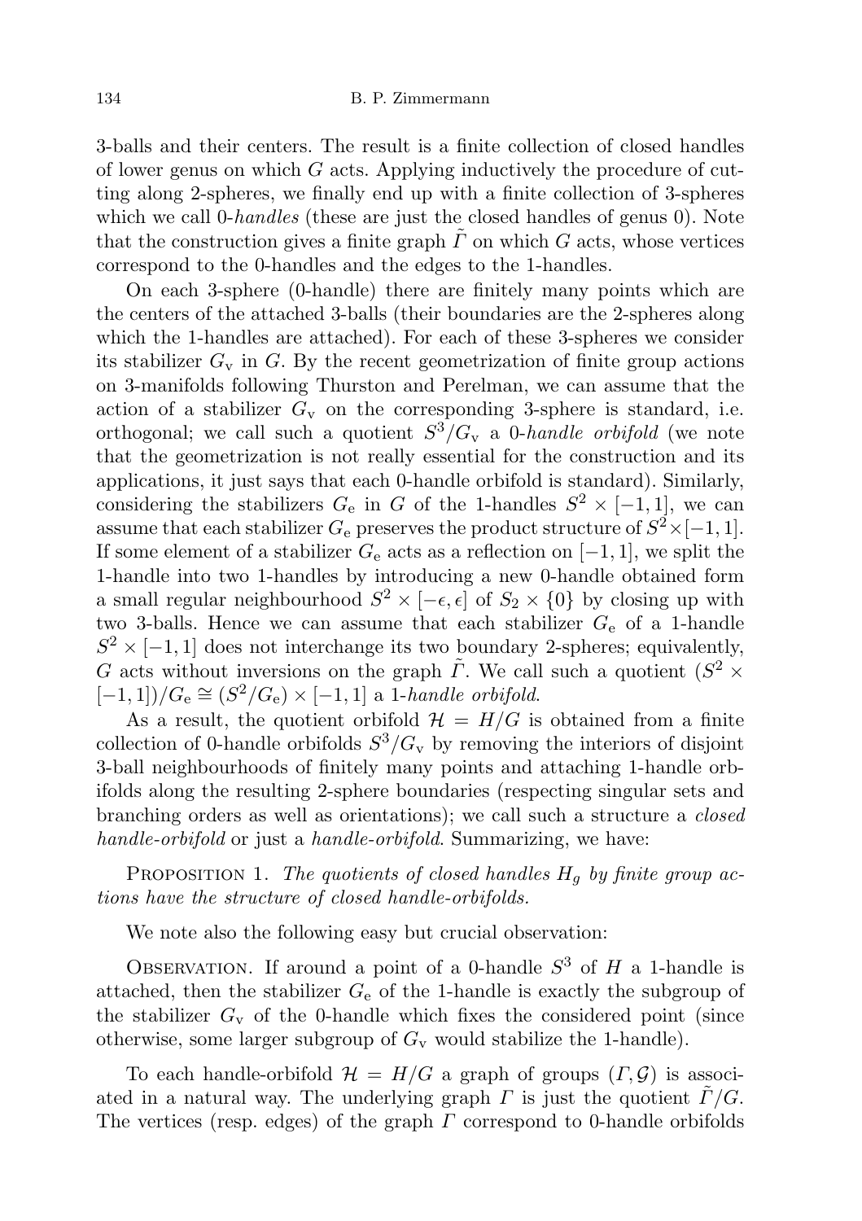3-balls and their centers. The result is a finite collection of closed handles of lower genus on which $G$ acts. Applying inductively the procedure of cutting along 2-spheres, we finally end up with a finite collection of 3-spheres which we call 0-*handles* (these are just the closed handles of genus 0). Note that the construction gives a finite graph $\tilde{\Gamma}$ on which $G$ acts, whose vertices correspond to the 0-handles and the edges to the 1-handles.

On each 3-sphere (0-handle) there are finitely many points which are the centers of the attached 3-balls (their boundaries are the 2-spheres along which the 1-handles are attached). For each of these 3-spheres we consider its stabilizer $G_{\mathrm{v}}$ in $G$. By the recent geometrization of finite group actions on 3-manifolds following Thurston and Perelman, we can assume that the action of a stabilizer $G_{\mathrm{v}}$ on the corresponding 3-sphere is standard, i.e. orthogonal; we call such a quotient $S^3/G_{\mathrm{v}}$ a 0-*handle orbifold* (we note that the geometrization is not really essential for the construction and its applications, it just says that each 0-handle orbifold is standard). Similarly, considering the stabilizers $G_{\mathrm{e}}$ in $G$ of the 1-handles $S^2 \times [-1,1]$, we can assume that each stabilizer $G_{\mathrm{e}}$ preserves the product structure of $S^2 \times [-1,1]$. If some element of a stabilizer $G_{\mathrm{e}}$ acts as a reflection on $[-1,1]$, we split the 1-handle into two 1-handles by introducing a new 0-handle obtained form a small regular neighbourhood $S^2 \times [-\epsilon, \epsilon]$ of $S_2 \times \{0\}$ by closing up with two 3-balls. Hence we can assume that each stabilizer $G_{\mathrm{e}}$ of a 1-handle $S^2 \times [-1,1]$ does not interchange its two boundary 2-spheres; equivalently, $G$ acts without inversions on the graph $\tilde{\Gamma}$. We call such a quotient $(S^2 \times [-1,1])/G_{\mathrm{e}} \cong (S^2/G_{\mathrm{e}}) \times [-1,1]$ a 1-*handle orbifold*.

As a result, the quotient orbifold $\mathcal{H} = H/G$ is obtained from a finite collection of 0-handle orbifolds $S^3/G_{\mathrm{v}}$ by removing the interiors of disjoint 3-ball neighbourhoods of finitely many points and attaching 1-handle orbifolds along the resulting 2-sphere boundaries (respecting singular sets and branching orders as well as orientations); we call such a structure a *closed handle-orbifold* or just a *handle-orbifold*. Summarizing, we have:

Proposition 1. *The quotients of closed handles $H_g$ by finite group actions have the structure of closed handle-orbifolds.*

We note also the following easy but crucial observation:

Observation. If around a point of a 0-handle $S^3$ of $H$ a 1-handle is attached, then the stabilizer $G_{\mathrm{e}}$ of the 1-handle is exactly the subgroup of the stabilizer $G_{\mathrm{v}}$ of the 0-handle which fixes the considered point (since otherwise, some larger subgroup of $G_{\mathrm{v}}$ would stabilize the 1-handle).

To each handle-orbifold $\mathcal{H} = H/G$ a graph of groups $(\Gamma, \mathcal{G})$ is associated in a natural way. The underlying graph $\Gamma$ is just the quotient $\tilde{\Gamma}/G$. The vertices (resp. edges) of the graph $\Gamma$ correspond to 0-handle orbifolds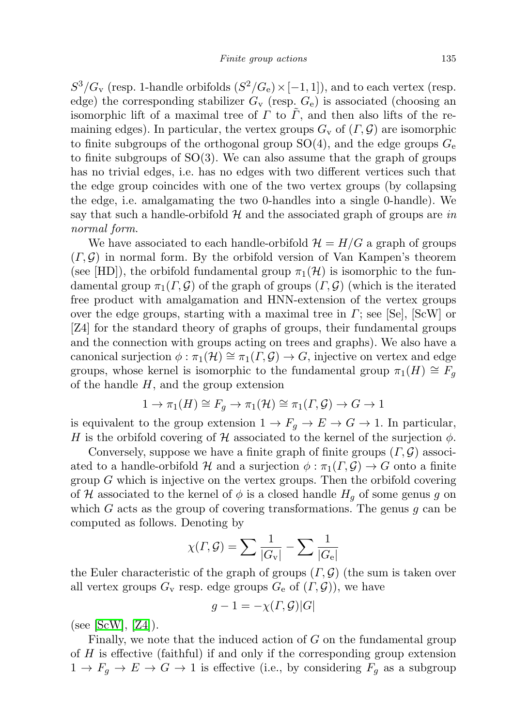$S^3/G_v$ (resp. 1-handle orbifolds $(S^2/G_e)\times[-1,1]$), and to each vertex (resp. edge) the corresponding stabilizer $G_v$ (resp. $G_e$) is associated (choosing an isomorphic lift of a maximal tree of $\Gamma$ to $\tilde{\Gamma}$, and then also lifts of the remaining edges). In particular, the vertex groups $G_v$ of $(\Gamma,\mathcal{G})$ are isomorphic to finite subgroups of the orthogonal group $SO(4)$, and the edge groups $G_e$ to finite subgroups of $SO(3)$. We can also assume that the graph of groups has no trivial edges, i.e. has no edges with two different vertices such that the edge group coincides with one of the two vertex groups (by collapsing the edge, i.e. amalgamating the two 0-handles into a single 0-handle). We say that such a handle-orbifold $\mathcal{H}$ and the associated graph of groups are *in normal form*.

We have associated to each handle-orbifold $\mathcal{H} = H/G$ a graph of groups $(\Gamma,\mathcal{G})$ in normal form. By the orbifold version of Van Kampen's theorem (see [HD]), the orbifold fundamental group $\pi_1(\mathcal{H})$ is isomorphic to the fundamental group $\pi_1(\Gamma,\mathcal{G})$ of the graph of groups $(\Gamma,\mathcal{G})$ (which is the iterated free product with amalgamation and HNN-extension of the vertex groups over the edge groups, starting with a maximal tree in $\Gamma$; see [Se], [ScW] or [Z4] for the standard theory of graphs of groups, their fundamental groups and the connection with groups acting on trees and graphs). We also have a canonical surjection $\phi : \pi_1(\mathcal{H}) \cong \pi_1(\Gamma,\mathcal{G}) \to G$, injective on vertex and edge groups, whose kernel is isomorphic to the fundamental group $\pi_1(H) \cong F_g$ of the handle $H$, and the group extension

$$1 \to \pi_1(H) \cong F_g \to \pi_1(\mathcal{H}) \cong \pi_1(\Gamma,\mathcal{G}) \to G \to 1$$

is equivalent to the group extension $1 \to F_g \to E \to G \to 1$. In particular, $H$ is the orbifold covering of $\mathcal{H}$ associated to the kernel of the surjection $\phi$.

Conversely, suppose we have a finite graph of finite groups $(\Gamma,\mathcal{G})$ associated to a handle-orbifold $\mathcal{H}$ and a surjection $\phi : \pi_1(\Gamma,\mathcal{G}) \to G$ onto a finite group $G$ which is injective on the vertex groups. Then the orbifold covering of $\mathcal{H}$ associated to the kernel of $\phi$ is a closed handle $H_g$ of some genus $g$ on which $G$ acts as the group of covering transformations. The genus $g$ can be computed as follows. Denoting by

$$\chi(\Gamma,\mathcal{G}) = \sum \frac{1}{|G_v|} - \sum \frac{1}{|G_e|}$$

the Euler characteristic of the graph of groups $(\Gamma,\mathcal{G})$ (the sum is taken over all vertex groups $G_v$ resp. edge groups $G_e$ of $(\Gamma,\mathcal{G})$), we have

$$g - 1 = -\chi(\Gamma,\mathcal{G})|G|$$

(see [ScW], [Z4]).

Finally, we note that the induced action of $G$ on the fundamental group of $H$ is effective (faithful) if and only if the corresponding group extension $1 \to F_g \to E \to G \to 1$ is effective (i.e., by considering $F_g$ as a subgroup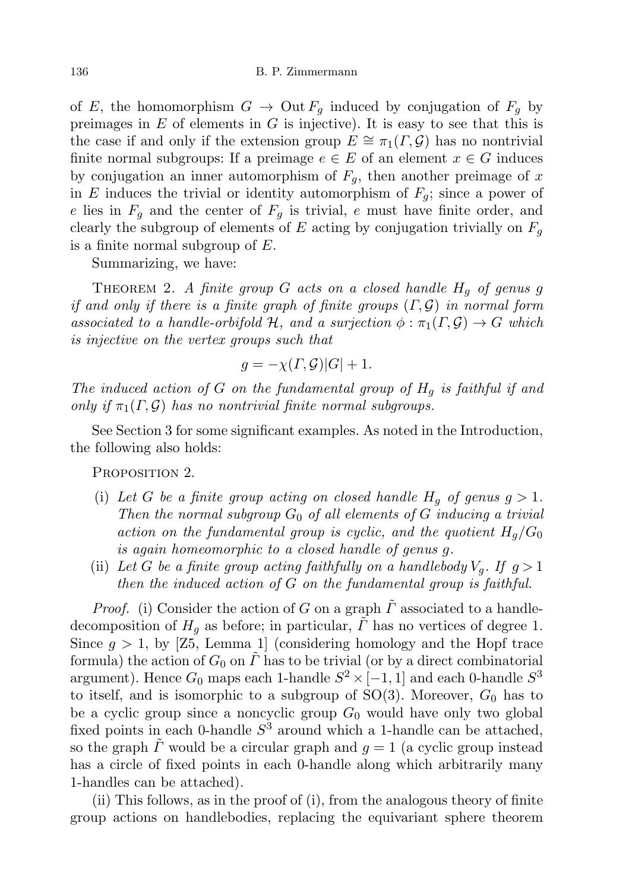of $E$, the homomorphism $G \to \operatorname{Out} F_g$ induced by conjugation of $F_g$ by preimages in $E$ of elements in $G$ is injective). It is easy to see that this is the case if and only if the extension group $E \cong \pi_1(\Gamma, \mathcal{G})$ has no nontrivial finite normal subgroups: If a preimage $e \in E$ of an element $x \in G$ induces by conjugation an inner automorphism of $F_g$, then another preimage of $x$ in $E$ induces the trivial or identity automorphism of $F_g$; since a power of $e$ lies in $F_g$ and the center of $F_g$ is trivial, $e$ must have finite order, and clearly the subgroup of elements of $E$ acting by conjugation trivially on $F_g$ is a finite normal subgroup of $E$.

Summarizing, we have:

THEOREM 2. *A finite group $G$ acts on a closed handle $H_g$ of genus $g$ if and only if there is a finite graph of finite groups $(\Gamma, \mathcal{G})$ in normal form associated to a handle-orbifold $\mathcal{H}$, and a surjection $\phi : \pi_1(\Gamma, \mathcal{G}) \to G$ which is injective on the vertex groups such that*

$$g = -\chi(\Gamma, \mathcal{G})|G| + 1.$$

*The induced action of $G$ on the fundamental group of $H_g$ is faithful if and only if $\pi_1(\Gamma, \mathcal{G})$ has no nontrivial finite normal subgroups.*

See Section 3 for some significant examples. As noted in the Introduction, the following also holds:

PROPOSITION 2.

(i) *Let $G$ be a finite group acting on closed handle $H_g$ of genus $g > 1$. Then the normal subgroup $G_0$ of all elements of $G$ inducing a trivial action on the fundamental group is cyclic, and the quotient $H_g/G_0$ is again homeomorphic to a closed handle of genus $g$.*

(ii) *Let $G$ be a finite group acting faithfully on a handlebody $V_g$. If $g > 1$ then the induced action of $G$ on the fundamental group is faithful.*

*Proof.* (i) Consider the action of $G$ on a graph $\tilde{\Gamma}$ associated to a handle-decomposition of $H_g$ as before; in particular, $\tilde{\Gamma}$ has no vertices of degree 1. Since $g > 1$, by [Z5, Lemma 1] (considering homology and the Hopf trace formula) the action of $G_0$ on $\tilde{\Gamma}$ has to be trivial (or by a direct combinatorial argument). Hence $G_0$ maps each 1-handle $S^2 \times [-1, 1]$ and each 0-handle $S^3$ to itself, and is isomorphic to a subgroup of $\mathrm{SO}(3)$. Moreover, $G_0$ has to be a cyclic group since a noncyclic group $G_0$ would have only two global fixed points in each 0-handle $S^3$ around which a 1-handle can be attached, so the graph $\tilde{\Gamma}$ would be a circular graph and $g = 1$ (a cyclic group instead has a circle of fixed points in each 0-handle along which arbitrarily many 1-handles can be attached).

(ii) This follows, as in the proof of (i), from the analogous theory of finite group actions on handlebodies, replacing the equivariant sphere theorem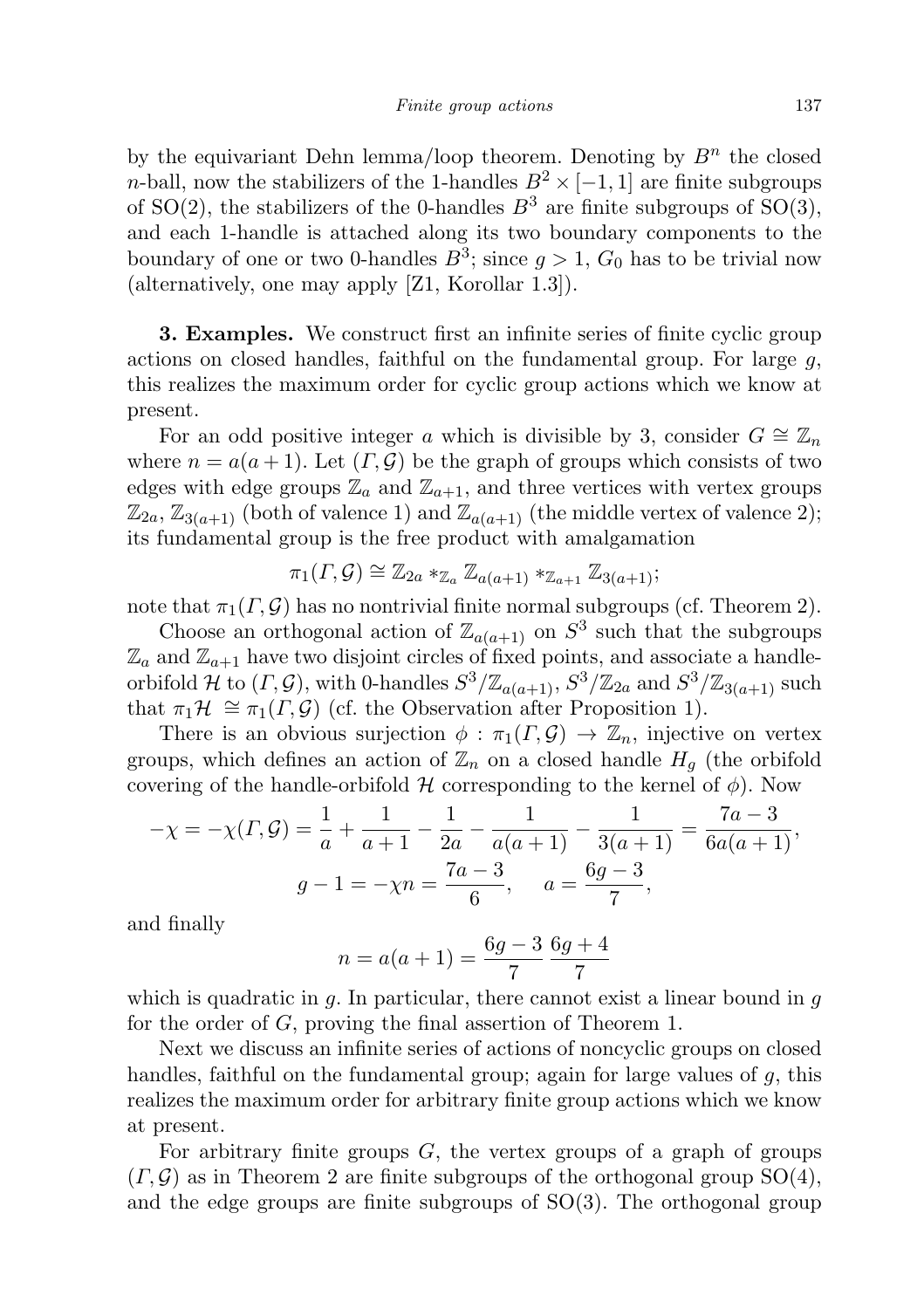by the equivariant Dehn lemma/loop theorem. Denoting by $B^n$ the closed $n$-ball, now the stabilizers of the 1-handles $B^2 \times [-1,1]$ are finite subgroups of $\mathrm{SO}(2)$, the stabilizers of the 0-handles $B^3$ are finite subgroups of $\mathrm{SO}(3)$, and each 1-handle is attached along its two boundary components to the boundary of one or two 0-handles $B^3$; since $g > 1$, $G_0$ has to be trivial now (alternatively, one may apply [Z1, Korollar 1.3]).

**3. Examples.** We construct first an infinite series of finite cyclic group actions on closed handles, faithful on the fundamental group. For large $g$, this realizes the maximum order for cyclic group actions which we know at present.

For an odd positive integer $a$ which is divisible by 3, consider $G \cong \mathbb{Z}_n$ where $n = a(a+1)$. Let $(\Gamma, \mathcal{G})$ be the graph of groups which consists of two edges with edge groups $\mathbb{Z}_a$ and $\mathbb{Z}_{a+1}$, and three vertices with vertex groups $\mathbb{Z}_{2a}$, $\mathbb{Z}_{3(a+1)}$ (both of valence 1) and $\mathbb{Z}_{a(a+1)}$ (the middle vertex of valence 2); its fundamental group is the free product with amalgamation

$$\pi_1(\Gamma, \mathcal{G}) \cong \mathbb{Z}_{2a} *_{\mathbb{Z}_a} \mathbb{Z}_{a(a+1)} *_{\mathbb{Z}_{a+1}} \mathbb{Z}_{3(a+1)};$$

note that $\pi_1(\Gamma, \mathcal{G})$ has no nontrivial finite normal subgroups (cf. Theorem 2).

Choose an orthogonal action of $\mathbb{Z}_{a(a+1)}$ on $S^3$ such that the subgroups $\mathbb{Z}_a$ and $\mathbb{Z}_{a+1}$ have two disjoint circles of fixed points, and associate a handle-orbifold $\mathcal{H}$ to $(\Gamma, \mathcal{G})$, with 0-handles $S^3/\mathbb{Z}_{a(a+1)}$, $S^3/\mathbb{Z}_{2a}$ and $S^3/\mathbb{Z}_{3(a+1)}$ such that $\pi_1 \mathcal{H} \cong \pi_1(\Gamma, \mathcal{G})$ (cf. the Observation after Proposition 1).

There is an obvious surjection $\phi : \pi_1(\Gamma, \mathcal{G}) \to \mathbb{Z}_n$, injective on vertex groups, which defines an action of $\mathbb{Z}_n$ on a closed handle $H_g$ (the orbifold covering of the handle-orbifold $\mathcal{H}$ corresponding to the kernel of $\phi$). Now

$$-\chi = -\chi(\Gamma, \mathcal{G}) = \frac{1}{a} + \frac{1}{a+1} - \frac{1}{2a} - \frac{1}{a(a+1)} - \frac{1}{3(a+1)} = \frac{7a-3}{6a(a+1)},$$

$$g - 1 = -\chi n = \frac{7a-3}{6}, \qquad a = \frac{6g-3}{7},$$

and finally

$$n = a(a+1) = \frac{6g-3}{7}\,\frac{6g+4}{7}$$

which is quadratic in $g$. In particular, there cannot exist a linear bound in $g$ for the order of $G$, proving the final assertion of Theorem 1.

Next we discuss an infinite series of actions of noncyclic groups on closed handles, faithful on the fundamental group; again for large values of $g$, this realizes the maximum order for arbitrary finite group actions which we know at present.

For arbitrary finite groups $G$, the vertex groups of a graph of groups $(\Gamma, \mathcal{G})$ as in Theorem 2 are finite subgroups of the orthogonal group $\mathrm{SO}(4)$, and the edge groups are finite subgroups of $\mathrm{SO}(3)$. The orthogonal group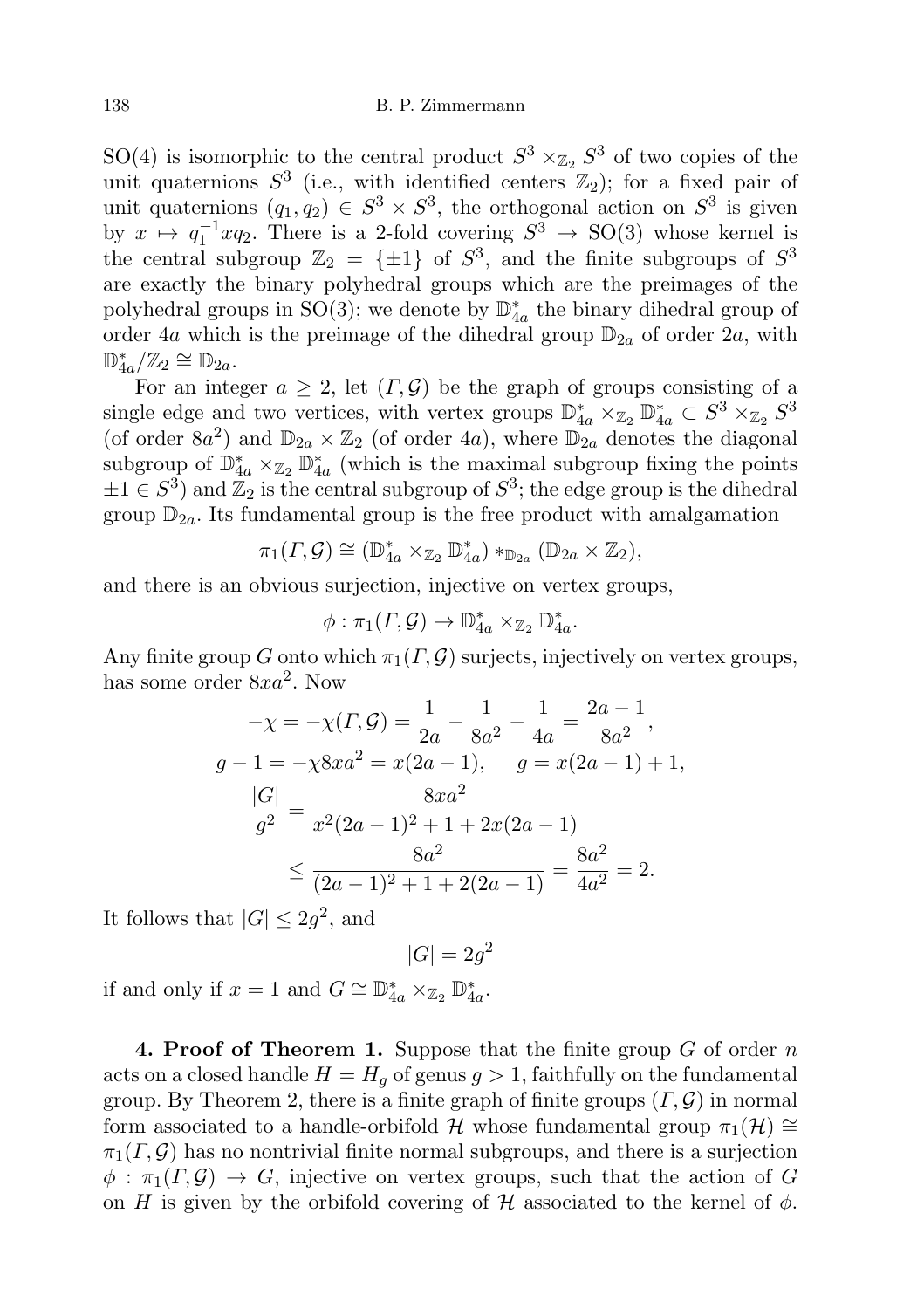SO(4) is isomorphic to the central product $S^3 \times_{\mathbb{Z}_2} S^3$ of two copies of the unit quaternions $S^3$ (i.e., with identified centers $\mathbb{Z}_2$); for a fixed pair of unit quaternions $(q_1, q_2) \in S^3 \times S^3$, the orthogonal action on $S^3$ is given by $x \mapsto q_1^{-1} x q_2$. There is a 2-fold covering $S^3 \to \mathrm{SO}(3)$ whose kernel is the central subgroup $\mathbb{Z}_2 = \{\pm 1\}$ of $S^3$, and the finite subgroups of $S^3$ are exactly the binary polyhedral groups which are the preimages of the polyhedral groups in SO(3); we denote by $\mathbb{D}^*_{4a}$ the binary dihedral group of order $4a$ which is the preimage of the dihedral group $\mathbb{D}_{2a}$ of order $2a$, with $\mathbb{D}^*_{4a}/\mathbb{Z}_2 \cong \mathbb{D}_{2a}$.

For an integer $a \geq 2$, let $(\Gamma, \mathcal{G})$ be the graph of groups consisting of a single edge and two vertices, with vertex groups $\mathbb{D}^*_{4a} \times_{\mathbb{Z}_2} \mathbb{D}^*_{4a} \subset S^3 \times_{\mathbb{Z}_2} S^3$ (of order $8a^2$) and $\mathbb{D}_{2a} \times \mathbb{Z}_2$ (of order $4a$), where $\mathbb{D}_{2a}$ denotes the diagonal subgroup of $\mathbb{D}^*_{4a} \times_{\mathbb{Z}_2} \mathbb{D}^*_{4a}$ (which is the maximal subgroup fixing the points $\pm 1 \in S^3$) and $\mathbb{Z}_2$ is the central subgroup of $S^3$; the edge group is the dihedral group $\mathbb{D}_{2a}$. Its fundamental group is the free product with amalgamation

$$\pi_1(\Gamma, \mathcal{G}) \cong (\mathbb{D}^*_{4a} \times_{\mathbb{Z}_2} \mathbb{D}^*_{4a}) *_{\mathbb{D}_{2a}} (\mathbb{D}_{2a} \times \mathbb{Z}_2),$$

and there is an obvious surjection, injective on vertex groups,

$$\phi : \pi_1(\Gamma, \mathcal{G}) \to \mathbb{D}^*_{4a} \times_{\mathbb{Z}_2} \mathbb{D}^*_{4a}.$$

Any finite group $G$ onto which $\pi_1(\Gamma, \mathcal{G})$ surjects, injectively on vertex groups, has some order $8xa^2$. Now

$$-\chi = -\chi(\Gamma, \mathcal{G}) = \frac{1}{2a} - \frac{1}{8a^2} - \frac{1}{4a} = \frac{2a-1}{8a^2},$$

$$g - 1 = -\chi 8xa^2 = x(2a-1), \qquad g = x(2a-1) + 1,$$

$$\frac{|G|}{g^2} = \frac{8xa^2}{x^2(2a-1)^2 + 1 + 2x(2a-1)}$$

$$\leq \frac{8a^2}{(2a-1)^2 + 1 + 2(2a-1)} = \frac{8a^2}{4a^2} = 2.$$

It follows that $|G| \leq 2g^2$, and

$$|G| = 2g^2$$

if and only if $x = 1$ and $G \cong \mathbb{D}^*_{4a} \times_{\mathbb{Z}_2} \mathbb{D}^*_{4a}$.

**4. Proof of Theorem 1.** Suppose that the finite group $G$ of order $n$ acts on a closed handle $H = H_g$ of genus $g > 1$, faithfully on the fundamental group. By Theorem 2, there is a finite graph of finite groups $(\Gamma, \mathcal{G})$ in normal form associated to a handle-orbifold $\mathcal{H}$ whose fundamental group $\pi_1(\mathcal{H}) \cong \pi_1(\Gamma, \mathcal{G})$ has no nontrivial finite normal subgroups, and there is a surjection $\phi : \pi_1(\Gamma, \mathcal{G}) \to G$, injective on vertex groups, such that the action of $G$ on $H$ is given by the orbifold covering of $\mathcal{H}$ associated to the kernel of $\phi$.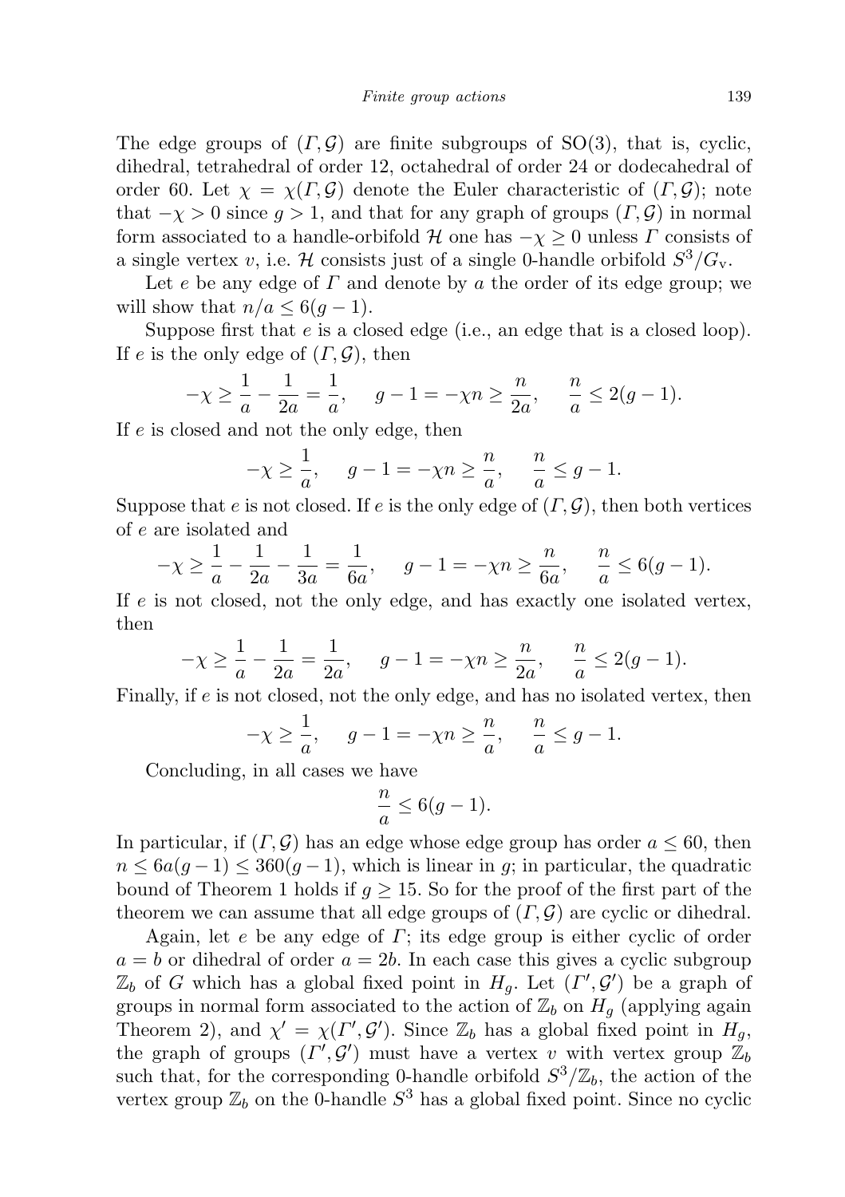The edge groups of $(\Gamma, \mathcal{G})$ are finite subgroups of SO(3), that is, cyclic, dihedral, tetrahedral of order 12, octahedral of order 24 or dodecahedral of order 60. Let $\chi = \chi(\Gamma, \mathcal{G})$ denote the Euler characteristic of $(\Gamma, \mathcal{G})$; note that $-\chi > 0$ since $g > 1$, and that for any graph of groups $(\Gamma, \mathcal{G})$ in normal form associated to a handle-orbifold $\mathcal{H}$ one has $-\chi \geq 0$ unless $\Gamma$ consists of a single vertex $v$, i.e. $\mathcal{H}$ consists just of a single 0-handle orbifold $S^3/G_{\mathrm{v}}$.

Let $e$ be any edge of $\Gamma$ and denote by $a$ the order of its edge group; we will show that $n/a \leq 6(g-1)$.

Suppose first that $e$ is a closed edge (i.e., an edge that is a closed loop). If $e$ is the only edge of $(\Gamma, \mathcal{G})$, then

$$-\chi \geq \frac{1}{a} - \frac{1}{2a} = \frac{1}{a}, \quad g - 1 = -\chi n \geq \frac{n}{2a}, \quad \frac{n}{a} \leq 2(g-1).$$

If $e$ is closed and not the only edge, then

$$-\chi \geq \frac{1}{a}, \quad g - 1 = -\chi n \geq \frac{n}{a}, \quad \frac{n}{a} \leq g - 1.$$

Suppose that $e$ is not closed. If $e$ is the only edge of $(\Gamma, \mathcal{G})$, then both vertices of $e$ are isolated and

$$-\chi \geq \frac{1}{a} - \frac{1}{2a} - \frac{1}{3a} = \frac{1}{6a}, \quad g - 1 = -\chi n \geq \frac{n}{6a}, \quad \frac{n}{a} \leq 6(g-1).$$

If $e$ is not closed, not the only edge, and has exactly one isolated vertex, then

$$-\chi \geq \frac{1}{a} - \frac{1}{2a} = \frac{1}{2a}, \quad g - 1 = -\chi n \geq \frac{n}{2a}, \quad \frac{n}{a} \leq 2(g-1).$$

Finally, if $e$ is not closed, not the only edge, and has no isolated vertex, then

$$-\chi \geq \frac{1}{a}, \quad g - 1 = -\chi n \geq \frac{n}{a}, \quad \frac{n}{a} \leq g - 1.$$

Concluding, in all cases we have

$$\frac{n}{a} \leq 6(g-1).$$

In particular, if $(\Gamma, \mathcal{G})$ has an edge whose edge group has order $a \leq 60$, then $n \leq 6a(g-1) \leq 360(g-1)$, which is linear in $g$; in particular, the quadratic bound of Theorem 1 holds if $g \geq 15$. So for the proof of the first part of the theorem we can assume that all edge groups of $(\Gamma, \mathcal{G})$ are cyclic or dihedral.

Again, let $e$ be any edge of $\Gamma$; its edge group is either cyclic of order $a = b$ or dihedral of order $a = 2b$. In each case this gives a cyclic subgroup $\mathbb{Z}_b$ of $G$ which has a global fixed point in $H_g$. Let $(\Gamma', \mathcal{G}')$ be a graph of groups in normal form associated to the action of $\mathbb{Z}_b$ on $H_g$ (applying again Theorem 2), and $\chi' = \chi(\Gamma', \mathcal{G}')$. Since $\mathbb{Z}_b$ has a global fixed point in $H_g$, the graph of groups $(\Gamma', \mathcal{G}')$ must have a vertex $v$ with vertex group $\mathbb{Z}_b$ such that, for the corresponding 0-handle orbifold $S^3/\mathbb{Z}_b$, the action of the vertex group $\mathbb{Z}_b$ on the 0-handle $S^3$ has a global fixed point. Since no cyclic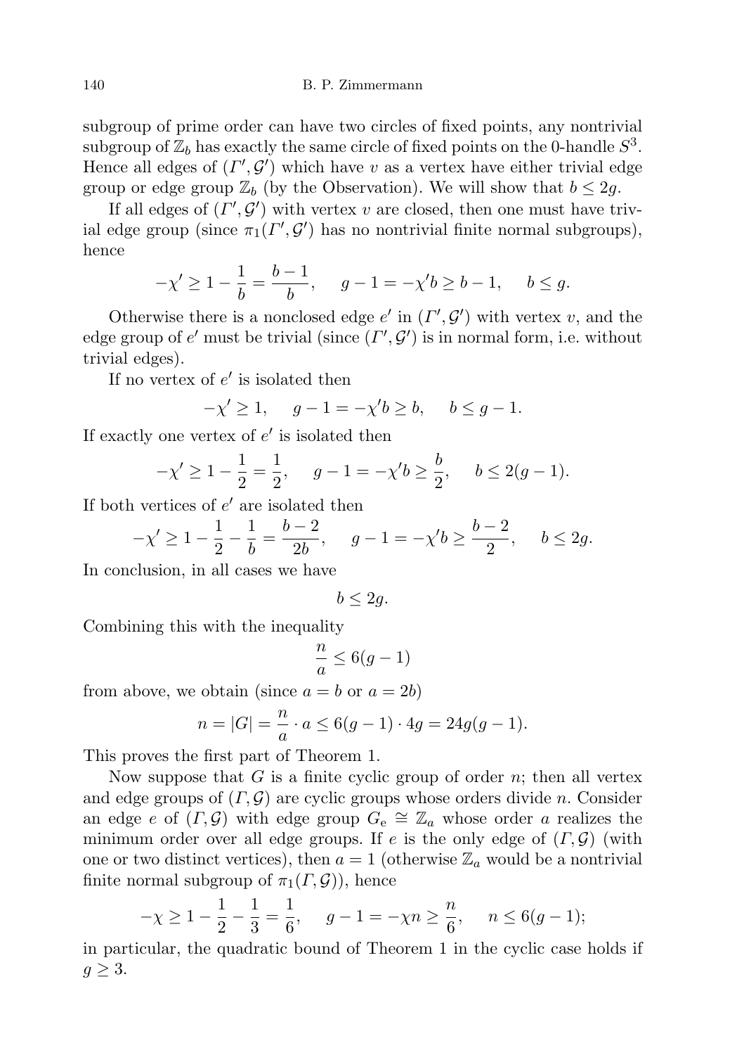subgroup of prime order can have two circles of fixed points, any nontrivial subgroup of $\mathbb{Z}_b$ has exactly the same circle of fixed points on the 0-handle $S^3$. Hence all edges of $(\Gamma', \mathcal{G}')$ which have $v$ as a vertex have either trivial edge group or edge group $\mathbb{Z}_b$ (by the Observation). We will show that $b \leq 2g$.

If all edges of $(\Gamma', \mathcal{G}')$ with vertex $v$ are closed, then one must have trivial edge group (since $\pi_1(\Gamma', \mathcal{G}')$ has no nontrivial finite normal subgroups), hence

$$-\chi' \geq 1 - \frac{1}{b} = \frac{b-1}{b}, \quad g - 1 = -\chi' b \geq b - 1, \quad b \leq g.$$

Otherwise there is a nonclosed edge $e'$ in $(\Gamma', \mathcal{G}')$ with vertex $v$, and the edge group of $e'$ must be trivial (since $(\Gamma', \mathcal{G}')$ is in normal form, i.e. without trivial edges).

If no vertex of $e'$ is isolated then

$$-\chi' \geq 1, \quad g - 1 = -\chi' b \geq b, \quad b \leq g - 1.$$

If exactly one vertex of $e'$ is isolated then

$$-\chi' \geq 1 - \frac{1}{2} = \frac{1}{2}, \quad g - 1 = -\chi' b \geq \frac{b}{2}, \quad b \leq 2(g-1).$$

If both vertices of $e'$ are isolated then

$$-\chi' \geq 1 - \frac{1}{2} - \frac{1}{b} = \frac{b-2}{2b}, \quad g - 1 = -\chi' b \geq \frac{b-2}{2}, \quad b \leq 2g.$$

In conclusion, in all cases we have

$$b \leq 2g.$$

Combining this with the inequality

$$\frac{n}{a} \leq 6(g-1)$$

from above, we obtain (since $a = b$ or $a = 2b$)

$$n = |G| = \frac{n}{a} \cdot a \leq 6(g-1) \cdot 4g = 24g(g-1).$$

This proves the first part of Theorem 1.

Now suppose that $G$ is a finite cyclic group of order $n$; then all vertex and edge groups of $(\Gamma, \mathcal{G})$ are cyclic groups whose orders divide $n$. Consider an edge $e$ of $(\Gamma, \mathcal{G})$ with edge group $G_{\mathrm{e}} \cong \mathbb{Z}_a$ whose order $a$ realizes the minimum order over all edge groups. If $e$ is the only edge of $(\Gamma, \mathcal{G})$ (with one or two distinct vertices), then $a = 1$ (otherwise $\mathbb{Z}_a$ would be a nontrivial finite normal subgroup of $\pi_1(\Gamma, \mathcal{G})$), hence

$$-\chi \geq 1 - \frac{1}{2} - \frac{1}{3} = \frac{1}{6}, \quad g - 1 = -\chi n \geq \frac{n}{6}, \quad n \leq 6(g-1);$$

in particular, the quadratic bound of Theorem 1 in the cyclic case holds if $g \geq 3$.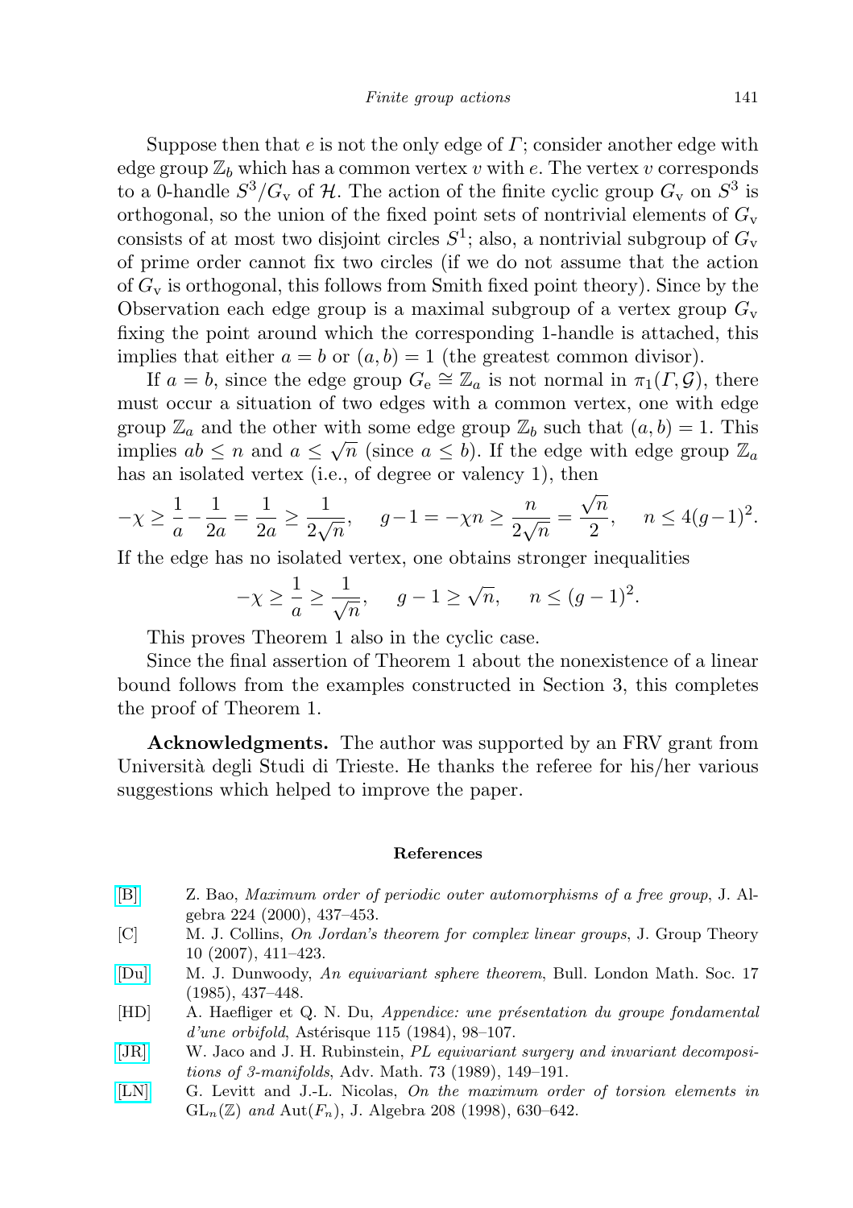Suppose then that $e$ is not the only edge of $\Gamma$; consider another edge with edge group $\mathbb{Z}_b$ which has a common vertex $v$ with $e$. The vertex $v$ corresponds to a 0-handle $S^3/G_{\mathrm{v}}$ of $\mathcal{H}$. The action of the finite cyclic group $G_{\mathrm{v}}$ on $S^3$ is orthogonal, so the union of the fixed point sets of nontrivial elements of $G_{\mathrm{v}}$ consists of at most two disjoint circles $S^1$; also, a nontrivial subgroup of $G_{\mathrm{v}}$ of prime order cannot fix two circles (if we do not assume that the action of $G_{\mathrm{v}}$ is orthogonal, this follows from Smith fixed point theory). Since by the Observation each edge group is a maximal subgroup of a vertex group $G_{\mathrm{v}}$ fixing the point around which the corresponding 1-handle is attached, this implies that either $a = b$ or $(a, b) = 1$ (the greatest common divisor).

If $a = b$, since the edge group $G_{\mathrm{e}} \cong \mathbb{Z}_a$ is not normal in $\pi_1(\Gamma, \mathcal{G})$, there must occur a situation of two edges with a common vertex, one with edge group $\mathbb{Z}_a$ and the other with some edge group $\mathbb{Z}_b$ such that $(a, b) = 1$. This implies $ab \leq n$ and $a \leq \sqrt{n}$ (since $a \leq b$). If the edge with edge group $\mathbb{Z}_a$ has an isolated vertex (i.e., of degree or valency 1), then

$$-\chi \geq \frac{1}{a} - \frac{1}{2a} = \frac{1}{2a} \geq \frac{1}{2\sqrt{n}}, \quad g - 1 = -\chi n \geq \frac{n}{2\sqrt{n}} = \frac{\sqrt{n}}{2}, \quad n \leq 4(g-1)^2.$$

If the edge has no isolated vertex, one obtains stronger inequalities

$$-\chi \geq \frac{1}{a} \geq \frac{1}{\sqrt{n}}, \quad g - 1 \geq \sqrt{n}, \quad n \leq (g-1)^2.$$

This proves Theorem 1 also in the cyclic case.

Since the final assertion of Theorem 1 about the nonexistence of a linear bound follows from the examples constructed in Section 3, this completes the proof of Theorem 1.

**Acknowledgments.** The author was supported by an FRV grant from Università degli Studi di Trieste. He thanks the referee for his/her various suggestions which helped to improve the paper.

## References

[B] Z. Bao, *Maximum order of periodic outer automorphisms of a free group*, J. Algebra 224 (2000), 437–453.

[C] M. J. Collins, *On Jordan's theorem for complex linear groups*, J. Group Theory 10 (2007), 411–423.

[Du] M. J. Dunwoody, *An equivariant sphere theorem*, Bull. London Math. Soc. 17 (1985), 437–448.

[HD] A. Haefliger et Q. N. Du, *Appendice: une présentation du groupe fondamental d'une orbifold*, Astérisque 115 (1984), 98–107.

[JR] W. Jaco and J. H. Rubinstein, *PL equivariant surgery and invariant decompositions of 3-manifolds*, Adv. Math. 73 (1989), 149–191.

[LN] G. Levitt and J.-L. Nicolas, *On the maximum order of torsion elements in* $\mathrm{GL}_n(\mathbb{Z})$ *and* $\mathrm{Aut}(F_n)$, J. Algebra 208 (1998), 630–642.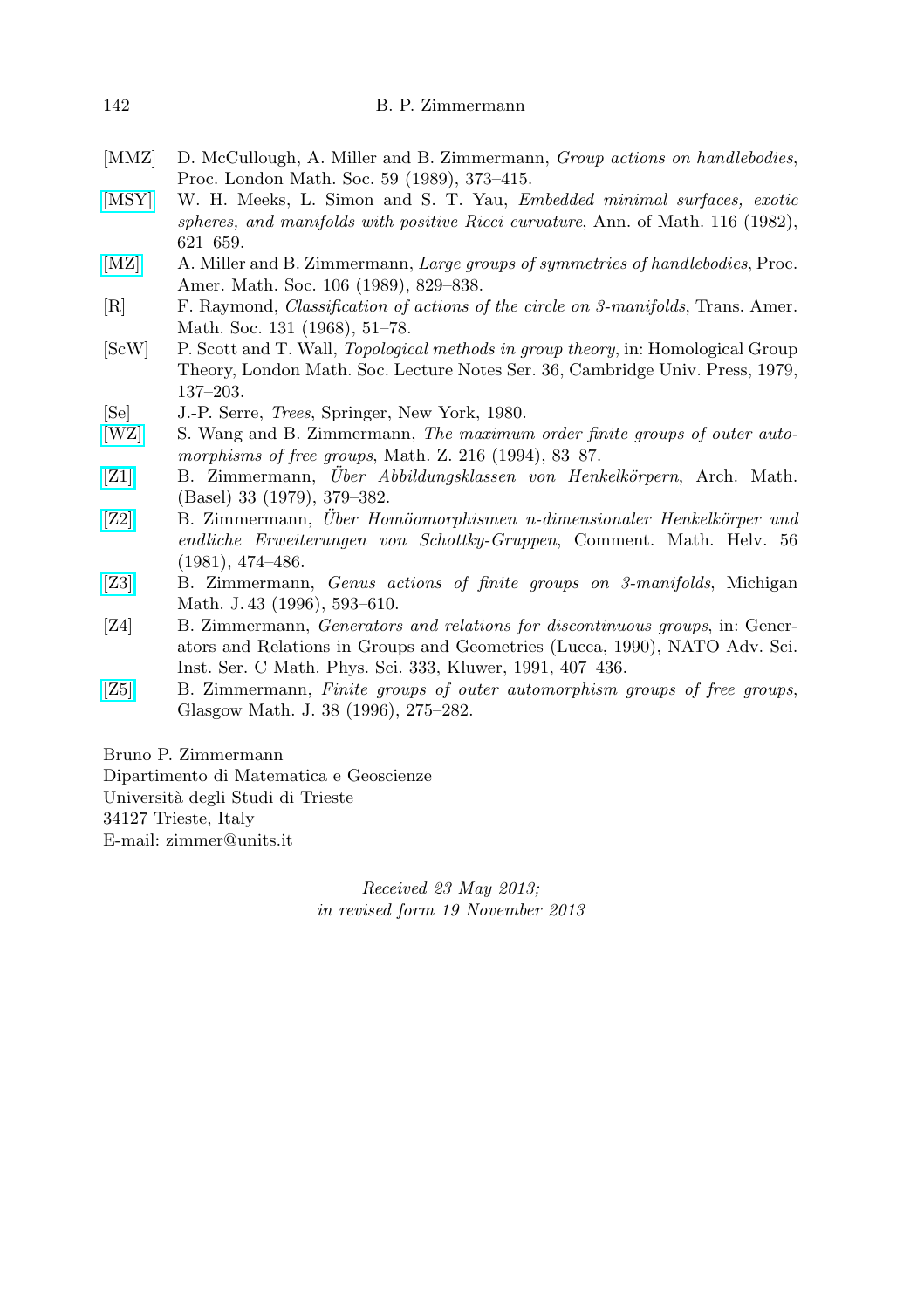[MMZ] D. McCullough, A. Miller and B. Zimmermann, *Group actions on handlebodies*, Proc. London Math. Soc. 59 (1989), 373–415.

[MSY] W. H. Meeks, L. Simon and S. T. Yau, *Embedded minimal surfaces, exotic spheres, and manifolds with positive Ricci curvature*, Ann. of Math. 116 (1982), 621–659.

[MZ] A. Miller and B. Zimmermann, *Large groups of symmetries of handlebodies*, Proc. Amer. Math. Soc. 106 (1989), 829–838.

[R] F. Raymond, *Classification of actions of the circle on 3-manifolds*, Trans. Amer. Math. Soc. 131 (1968), 51–78.

[ScW] P. Scott and T. Wall, *Topological methods in group theory*, in: Homological Group Theory, London Math. Soc. Lecture Notes Ser. 36, Cambridge Univ. Press, 1979, 137–203.

[Se] J.-P. Serre, *Trees*, Springer, New York, 1980.

[WZ] S. Wang and B. Zimmermann, *The maximum order finite groups of outer automorphisms of free groups*, Math. Z. 216 (1994), 83–87.

[Z1] B. Zimmermann, *Über Abbildungsklassen von Henkelkörpern*, Arch. Math. (Basel) 33 (1979), 379–382.

[Z2] B. Zimmermann, *Über Homöomorphismen n-dimensionaler Henkelkörper und endliche Erweiterungen von Schottky-Gruppen*, Comment. Math. Helv. 56 (1981), 474–486.

[Z3] B. Zimmermann, *Genus actions of finite groups on 3-manifolds*, Michigan Math. J. 43 (1996), 593–610.

[Z4] B. Zimmermann, *Generators and relations for discontinuous groups*, in: Generators and Relations in Groups and Geometries (Lucca, 1990), NATO Adv. Sci. Inst. Ser. C Math. Phys. Sci. 333, Kluwer, 1991, 407–436.

[Z5] B. Zimmermann, *Finite groups of outer automorphism groups of free groups*, Glasgow Math. J. 38 (1996), 275–282.

Bruno P. Zimmermann
Dipartimento di Matematica e Geoscienze
Università degli Studi di Trieste
34127 Trieste, Italy
E-mail: zimmer@units.it

*Received 23 May 2013;*
*in revised form 19 November 2013*